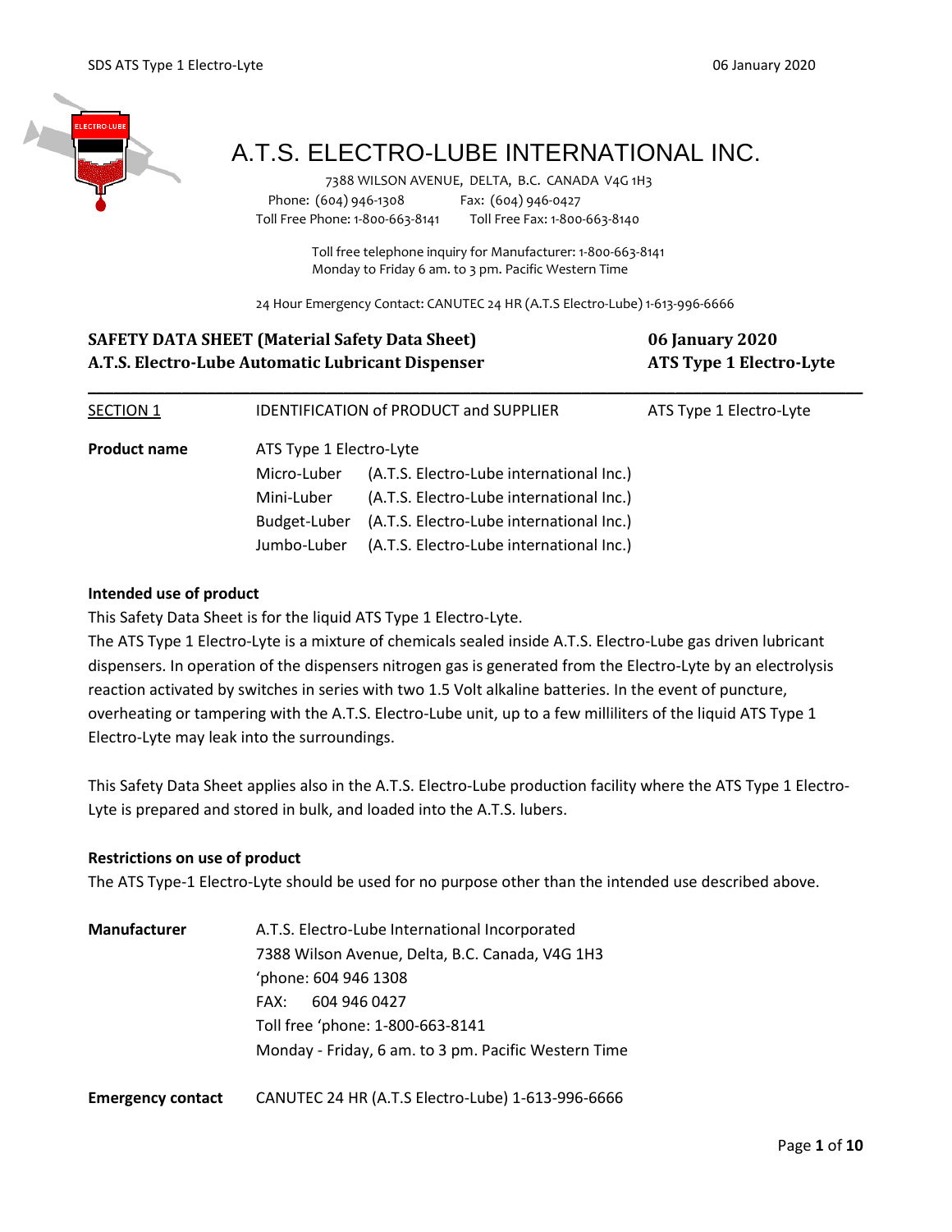# A.T.S. ELECTRO-LUBE INTERNATIONAL INC.

7388 WILSON AVENUE, DELTA, B.C. CANADA V4G 1H3
Phone: (604) 946-1308 Fax: (604) 946-0427
Toll Free Phone: 1-800-663-8141 Toll Free Fax: 1-800-663-8140

Toll free telephone inquiry for Manufacturer: 1-800-663-8141
Monday to Friday 6 am. to 3 pm. Pacific Western Time

24 Hour Emergency Contact: CANUTEC 24 HR (A.T.S Electro-Lube) 1-613-996-6666

**SAFETY DATA SHEET (Material Safety Data Sheet)** **06 January 2020**
**A.T.S. Electro-Lube Automatic Lubricant Dispenser** **ATS Type 1 Electro-Lyte**

## SECTION 1 IDENTIFICATION of PRODUCT and SUPPLIER — ATS Type 1 Electro-Lyte

**Product name** ATS Type 1 Electro-Lyte

| | |
|---|---|
| Micro-Luber | (A.T.S. Electro-Lube international Inc.) |
| Mini-Luber | (A.T.S. Electro-Lube international Inc.) |
| Budget-Luber | (A.T.S. Electro-Lube international Inc.) |
| Jumbo-Luber | (A.T.S. Electro-Lube international Inc.) |

**Intended use of product**

This Safety Data Sheet is for the liquid ATS Type 1 Electro-Lyte.

The ATS Type 1 Electro-Lyte is a mixture of chemicals sealed inside A.T.S. Electro-Lube gas driven lubricant dispensers. In operation of the dispensers nitrogen gas is generated from the Electro-Lyte by an electrolysis reaction activated by switches in series with two 1.5 Volt alkaline batteries. In the event of puncture, overheating or tampering with the A.T.S. Electro-Lube unit, up to a few milliliters of the liquid ATS Type 1 Electro-Lyte may leak into the surroundings.

This Safety Data Sheet applies also in the A.T.S. Electro-Lube production facility where the ATS Type 1 Electro-Lyte is prepared and stored in bulk, and loaded into the A.T.S. lubers.

**Restrictions on use of product**

The ATS Type-1 Electro-Lyte should be used for no purpose other than the intended use described above.

**Manufacturer**

A.T.S. Electro-Lube International Incorporated
7388 Wilson Avenue, Delta, B.C. Canada, V4G 1H3
'phone: 604 946 1308
FAX: 604 946 0427
Toll free 'phone: 1-800-663-8141
Monday - Friday, 6 am. to 3 pm. Pacific Western Time

**Emergency contact** CANUTEC 24 HR (A.T.S Electro-Lube) 1-613-996-6666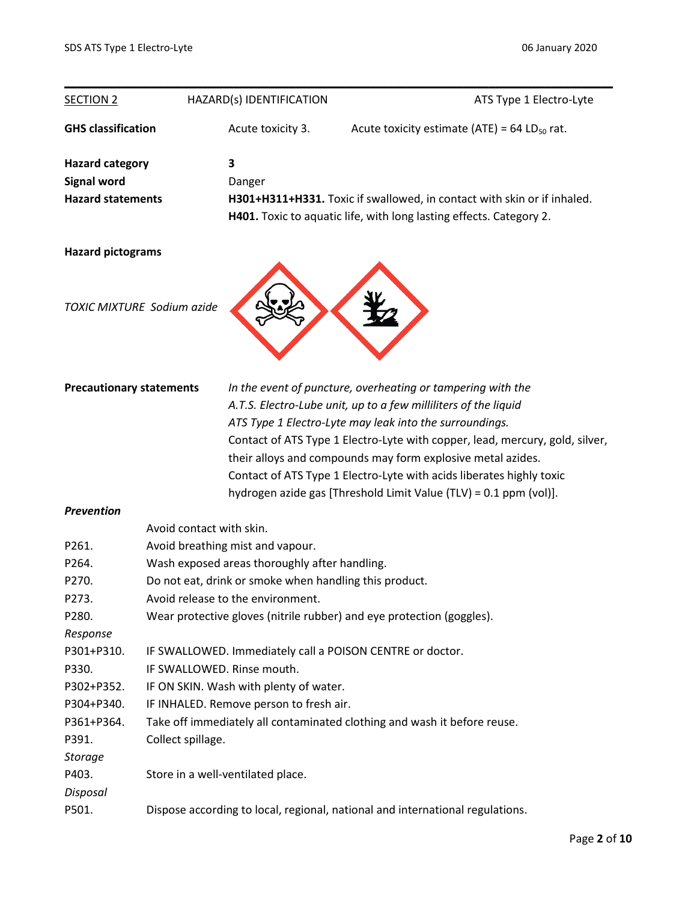## SECTION 2 HAZARD(s) IDENTIFICATION ATS Type 1 Electro-Lyte

**GHS classification** Acute toxicity 3. Acute toxicity estimate (ATE) = 64 $LD_{50}$ rat.

**Hazard category** 3

**Signal word** Danger

**Hazard statements** **H301+H311+H331.** Toxic if swallowed, in contact with skin or if inhaled.
**H401.** Toxic to aquatic life, with long lasting effects. Category 2.

**Hazard pictograms**

*TOXIC MIXTURE Sodium azide*

**Precautionary statements** *In the event of puncture, overheating or tampering with the A.T.S. Electro-Lube unit, up to a few milliliters of the liquid ATS Type 1 Electro-Lyte may leak into the surroundings.*
Contact of ATS Type 1 Electro-Lyte with copper, lead, mercury, gold, silver, their alloys and compounds may form explosive metal azides.
Contact of ATS Type 1 Electro-Lyte with acids liberates highly toxic hydrogen azide gas [Threshold Limit Value (TLV) = 0.1 ppm (vol)].

***Prevention***

| | |
|---|---|
| | Avoid contact with skin. |
| P261. | Avoid breathing mist and vapour. |
| P264. | Wash exposed areas thoroughly after handling. |
| P270. | Do not eat, drink or smoke when handling this product. |
| P273. | Avoid release to the environment. |
| P280. | Wear protective gloves (nitrile rubber) and eye protection (goggles). |
| *Response* | |
| P301+P310. | IF SWALLOWED. Immediately call a POISON CENTRE or doctor. |
| P330. | IF SWALLOWED. Rinse mouth. |
| P302+P352. | IF ON SKIN. Wash with plenty of water. |
| P304+P340. | IF INHALED. Remove person to fresh air. |
| P361+P364. | Take off immediately all contaminated clothing and wash it before reuse. |
| P391. | Collect spillage. |
| *Storage* | |
| P403. | Store in a well-ventilated place. |
| *Disposal* | |
| P501. | Dispose according to local, regional, national and international regulations. |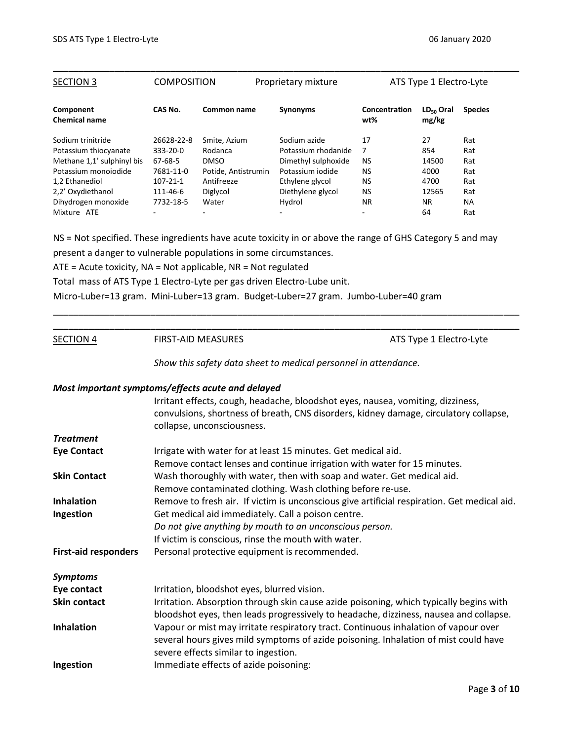| SECTION 3 | COMPOSITION | | Proprietary mixture | ATS Type 1 Electro-Lyte | | |
|---|---|---|---|---|---|---|
| **Component Chemical name** | **CAS No.** | **Common name** | **Synonyms** | **Concentration wt%** | **$LD_{50}$ Oral mg/kg** | **Species** |
| Sodium trinitride | 26628-22-8 | Smite, Azium | Sodium azide | 17 | 27 | Rat |
| Potassium thiocyanate | 333-20-0 | Rodanca | Potassium rhodanide | 7 | 854 | Rat |
| Methane 1,1' sulphinyl bis | 67-68-5 | DMSO | Dimethyl sulphoxide | NS | 14500 | Rat |
| Potassium monoiodide | 7681-11-0 | Potide, Antistrumin | Potassium iodide | NS | 4000 | Rat |
| 1,2 Ethanediol | 107-21-1 | Antifreeze | Ethylene glycol | NS | 4700 | Rat |
| 2,2' Oxydiethanol | 111-46-6 | Diglycol | Diethylene glycol | NS | 12565 | Rat |
| Dihydrogen monoxide | 7732-18-5 | Water | Hydrol | NR | NR | NA |
| Mixture ATE | - | - | - | - | 64 | Rat |

NS = Not specified. These ingredients have acute toxicity in or above the range of GHS Category 5 and may present a danger to vulnerable populations in some circumstances.

ATE = Acute toxicity, NA = Not applicable, NR = Not regulated

Total mass of ATS Type 1 Electro-Lyte per gas driven Electro-Lube unit.

Micro-Luber=13 gram. Mini-Luber=13 gram. Budget-Luber=27 gram. Jumbo-Luber=40 gram

---

## SECTION 4 FIRST-AID MEASURES ATS Type 1 Electro-Lyte

*Show this safety data sheet to medical personnel in attendance.*

***Most important symptoms/effects acute and delayed***

Irritant effects, cough, headache, bloodshot eyes, nausea, vomiting, dizziness, convulsions, shortness of breath, CNS disorders, kidney damage, circulatory collapse, collapse, unconsciousness.

***Treatment***

**Eye Contact** Irrigate with water for at least 15 minutes. Get medical aid.
Remove contact lenses and continue irrigation with water for 15 minutes.

**Skin Contact** Wash thoroughly with water, then with soap and water. Get medical aid.
Remove contaminated clothing. Wash clothing before re-use.

**Inhalation** Remove to fresh air. If victim is unconscious give artificial respiration. Get medical aid.

**Ingestion** Get medical aid immediately. Call a poison centre.
*Do not give anything by mouth to an unconscious person.*
If victim is conscious, rinse the mouth with water.

**First-aid responders** Personal protective equipment is recommended.

***Symptoms***

**Eye contact** Irritation, bloodshot eyes, blurred vision.

**Skin contact** Irritation. Absorption through skin cause azide poisoning, which typically begins with bloodshot eyes, then leads progressively to headache, dizziness, nausea and collapse.

**Inhalation** Vapour or mist may irritate respiratory tract. Continuous inhalation of vapour over several hours gives mild symptoms of azide poisoning. Inhalation of mist could have severe effects similar to ingestion.

**Ingestion** Immediate effects of azide poisoning: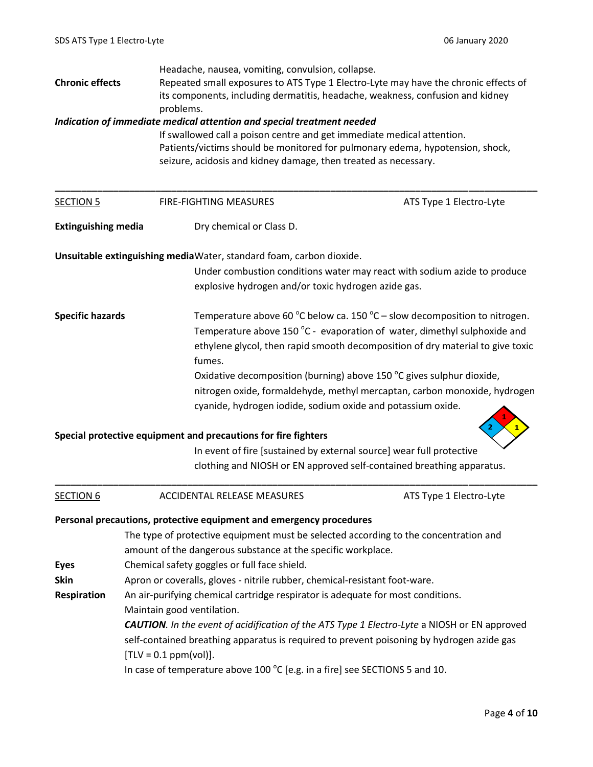Headache, nausea, vomiting, convulsion, collapse.

**Chronic effects** Repeated small exposures to ATS Type 1 Electro-Lyte may have the chronic effects of its components, including dermatitis, headache, weakness, confusion and kidney problems.

***Indication of immediate medical attention and special treatment needed***

If swallowed call a poison centre and get immediate medical attention.
Patients/victims should be monitored for pulmonary edema, hypotension, shock, seizure, acidosis and kidney damage, then treated as necessary.

---

## SECTION 5 FIRE-FIGHTING MEASURES ATS Type 1 Electro-Lyte

**Extinguishing media** Dry chemical or Class D.

**Unsuitable extinguishing media** Water, standard foam, carbon dioxide.

Under combustion conditions water may react with sodium azide to produce explosive hydrogen and/or toxic hydrogen azide gas.

**Specific hazards** Temperature above 60 °C below ca. 150 °C – slow decomposition to nitrogen.
Temperature above 150 °C - evaporation of water, dimethyl sulphoxide and ethylene glycol, then rapid smooth decomposition of dry material to give toxic fumes.
Oxidative decomposition (burning) above 150 °C gives sulphur dioxide, nitrogen oxide, formaldehyde, methyl mercaptan, carbon monoxide, hydrogen cyanide, hydrogen iodide, sodium oxide and potassium oxide.

NFPA: Health 2, Flammability 1, Instability 1

**Special protective equipment and precautions for fire fighters**

In event of fire [sustained by external source] wear full protective clothing and NIOSH or EN approved self-contained breathing apparatus.

---

## SECTION 6 ACCIDENTAL RELEASE MEASURES ATS Type 1 Electro-Lyte

**Personal precautions, protective equipment and emergency procedures**

The type of protective equipment must be selected according to the concentration and amount of the dangerous substance at the specific workplace.

**Eyes** Chemical safety goggles or full face shield.

**Skin** Apron or coveralls, gloves - nitrile rubber, chemical-resistant foot-ware.

**Respiration** An air-purifying chemical cartridge respirator is adequate for most conditions.
Maintain good ventilation.

***CAUTION****. In the event of acidification of the ATS Type 1 Electro-Lyte* a NIOSH or EN approved self-contained breathing apparatus is required to prevent poisoning by hydrogen azide gas [TLV = 0.1 ppm(vol)].

In case of temperature above 100 °C [e.g. in a fire] see SECTIONS 5 and 10.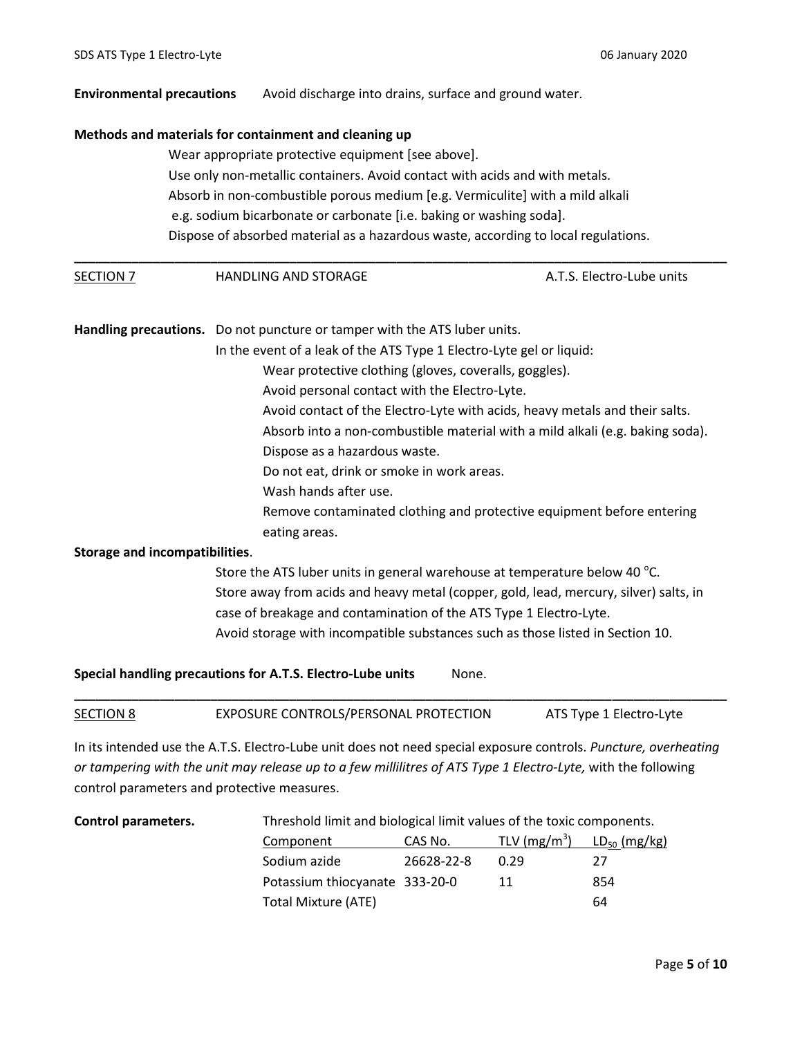**Environmental precautions** Avoid discharge into drains, surface and ground water.

**Methods and materials for containment and cleaning up**

Wear appropriate protective equipment [see above].
Use only non-metallic containers. Avoid contact with acids and with metals.
Absorb in non-combustible porous medium [e.g. Vermiculite] with a mild alkali e.g. sodium bicarbonate or carbonate [i.e. baking or washing soda].
Dispose of absorbed material as a hazardous waste, according to local regulations.

---

## SECTION 7 HANDLING AND STORAGE — A.T.S. Electro-Lube units

**Handling precautions.** Do not puncture or tamper with the ATS luber units.
In the event of a leak of the ATS Type 1 Electro-Lyte gel or liquid:

- Wear protective clothing (gloves, coveralls, goggles).
- Avoid personal contact with the Electro-Lyte.
- Avoid contact of the Electro-Lyte with acids, heavy metals and their salts.
- Absorb into a non-combustible material with a mild alkali (e.g. baking soda).
- Dispose as a hazardous waste.
- Do not eat, drink or smoke in work areas.
- Wash hands after use.
- Remove contaminated clothing and protective equipment before entering eating areas.

**Storage and incompatibilities**.

Store the ATS luber units in general warehouse at temperature below 40 °C.
Store away from acids and heavy metal (copper, gold, lead, mercury, silver) salts, in case of breakage and contamination of the ATS Type 1 Electro-Lyte.
Avoid storage with incompatible substances such as those listed in Section 10.

**Special handling precautions for A.T.S. Electro-Lube units** None.

---

## SECTION 8 EXPOSURE CONTROLS/PERSONAL PROTECTION — ATS Type 1 Electro-Lyte

In its intended use the A.T.S. Electro-Lube unit does not need special exposure controls. *Puncture, overheating or tampering with the unit may release up to a few millilitres of ATS Type 1 Electro-Lyte,* with the following control parameters and protective measures.

**Control parameters.** Threshold limit and biological limit values of the toxic components.

| Component | CAS No. | TLV ($mg/m^3$) | $LD_{50}$ (mg/kg) |
|---|---|---|---|
| Sodium azide | 26628-22-8 | 0.29 | 27 |
| Potassium thiocyanate | 333-20-0 | 11 | 854 |
| Total Mixture (ATE) | | | 64 |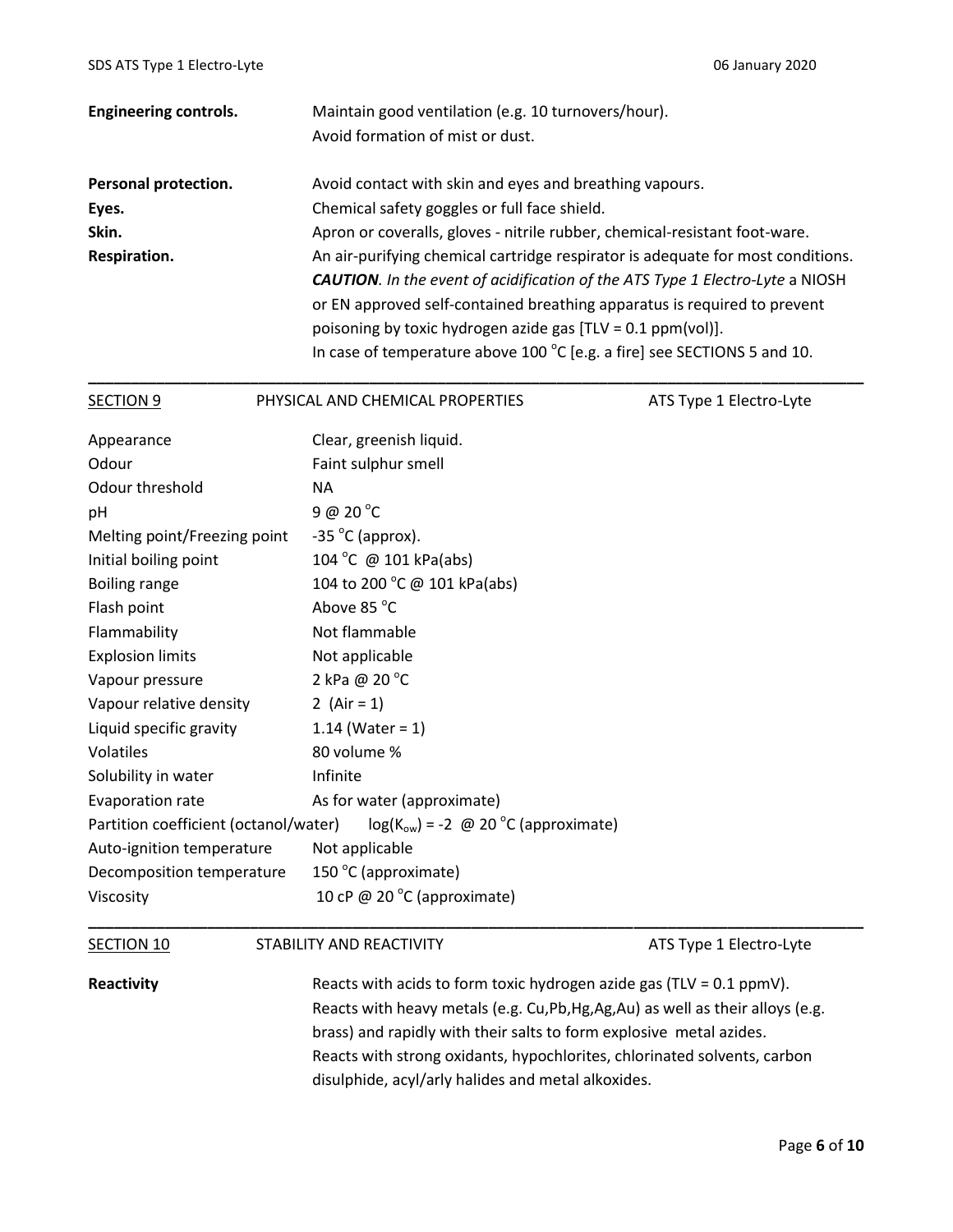**Engineering controls.** Maintain good ventilation (e.g. 10 turnovers/hour).
Avoid formation of mist or dust.

**Personal protection.** Avoid contact with skin and eyes and breathing vapours.

**Eyes.** Chemical safety goggles or full face shield.

**Skin.** Apron or coveralls, gloves - nitrile rubber, chemical-resistant foot-ware.

**Respiration.** An air-purifying chemical cartridge respirator is adequate for most conditions. ***CAUTION****. In the event of acidification of the ATS Type 1 Electro-Lyte* a NIOSH or EN approved self-contained breathing apparatus is required to prevent poisoning by toxic hydrogen azide gas [TLV = 0.1 ppm(vol)].
In case of temperature above 100 °C [e.g. a fire] see SECTIONS 5 and 10.

---

## SECTION 9 PHYSICAL AND CHEMICAL PROPERTIES ATS Type 1 Electro-Lyte

| Property | Value |
|---|---|
| Appearance | Clear, greenish liquid. |
| Odour | Faint sulphur smell |
| Odour threshold | NA |
| pH | 9 @ 20 °C |
| Melting point/Freezing point | -35 °C (approx). |
| Initial boiling point | 104 °C @ 101 kPa(abs) |
| Boiling range | 104 to 200 °C @ 101 kPa(abs) |
| Flash point | Above 85 °C |
| Flammability | Not flammable |
| Explosion limits | Not applicable |
| Vapour pressure | 2 kPa @ 20 °C |
| Vapour relative density | 2 (Air = 1) |
| Liquid specific gravity | 1.14 (Water = 1) |
| Volatiles | 80 volume % |
| Solubility in water | Infinite |
| Evaporation rate | As for water (approximate) |
| Partition coefficient (octanol/water) | $\log(K_{ow}) = -2$ @ 20 °C (approximate) |
| Auto-ignition temperature | Not applicable |
| Decomposition temperature | 150 °C (approximate) |
| Viscosity | 10 cP @ 20 °C (approximate) |

---

## SECTION 10 STABILITY AND REACTIVITY ATS Type 1 Electro-Lyte

**Reactivity** Reacts with acids to form toxic hydrogen azide gas (TLV = 0.1 ppmV).
Reacts with heavy metals (e.g. Cu,Pb,Hg,Ag,Au) as well as their alloys (e.g. brass) and rapidly with their salts to form explosive metal azides.
Reacts with strong oxidants, hypochlorites, chlorinated solvents, carbon disulphide, acyl/arly halides and metal alkoxides.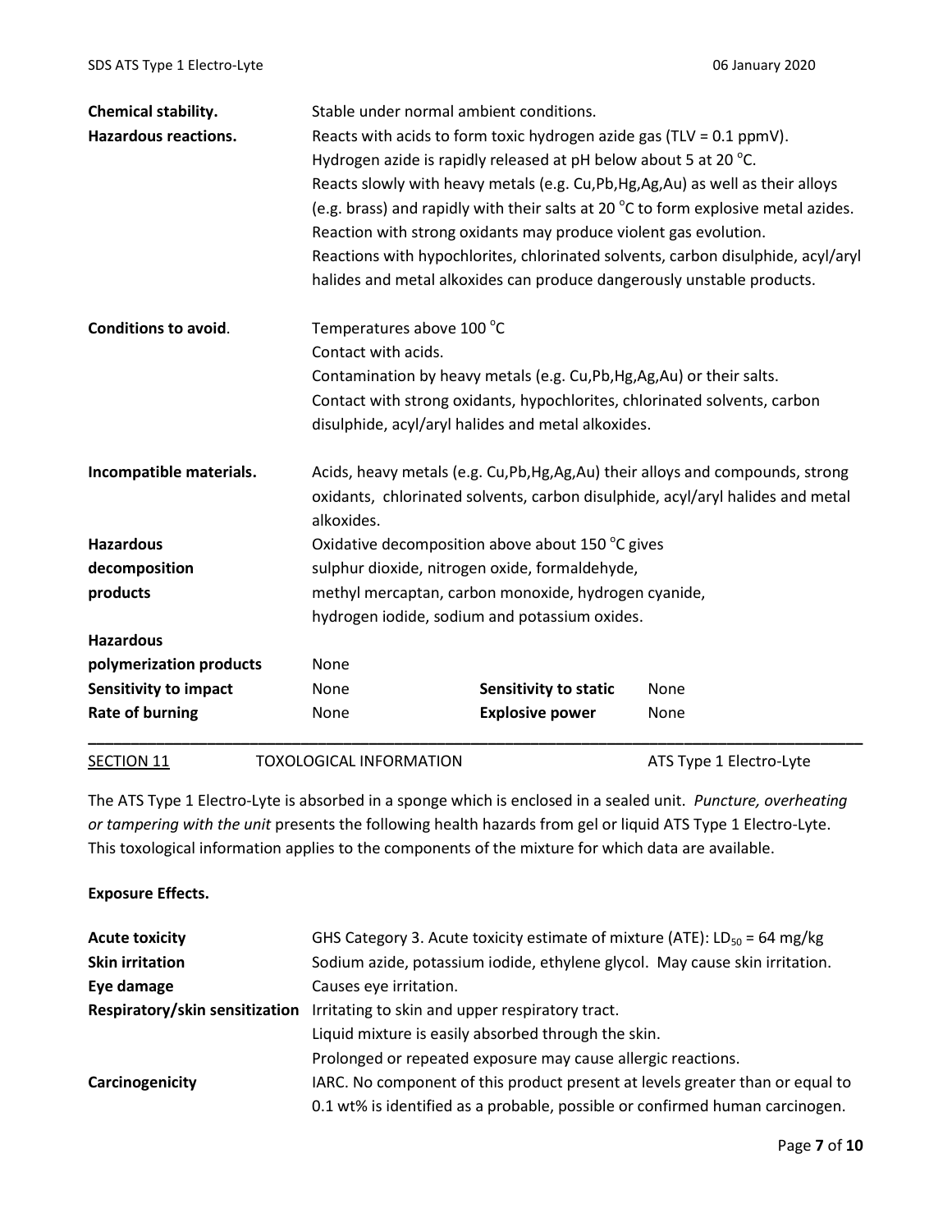| | |
|---|---|
| **Chemical stability.** | Stable under normal ambient conditions. |
| **Hazardous reactions.** | Reacts with acids to form toxic hydrogen azide gas (TLV = 0.1 ppmV). Hydrogen azide is rapidly released at pH below about 5 at 20 °C. Reacts slowly with heavy metals (e.g. Cu,Pb,Hg,Ag,Au) as well as their alloys (e.g. brass) and rapidly with their salts at 20 °C to form explosive metal azides. Reaction with strong oxidants may produce violent gas evolution. Reactions with hypochlorites, chlorinated solvents, carbon disulphide, acyl/aryl halides and metal alkoxides can produce dangerously unstable products. |
| **Conditions to avoid**. | Temperatures above 100 °C<br>Contact with acids.<br>Contamination by heavy metals (e.g. Cu,Pb,Hg,Ag,Au) or their salts.<br>Contact with strong oxidants, hypochlorites, chlorinated solvents, carbon disulphide, acyl/aryl halides and metal alkoxides. |
| **Incompatible materials.** | Acids, heavy metals (e.g. Cu,Pb,Hg,Ag,Au) their alloys and compounds, strong oxidants, chlorinated solvents, carbon disulphide, acyl/aryl halides and metal alkoxides. |
| **Hazardous decomposition products** | Oxidative decomposition above about 150 °C gives sulphur dioxide, nitrogen oxide, formaldehyde, methyl mercaptan, carbon monoxide, hydrogen cyanide, hydrogen iodide, sodium and potassium oxides. |
| **Hazardous polymerization products** | None |

| | | | |
|---|---|---|---|
| **Sensitivity to impact** | None | **Sensitivity to static** | None |
| **Rate of burning** | None | **Explosive power** | None |

## SECTION 11 TOXOLOGICAL INFORMATION ATS Type 1 Electro-Lyte

The ATS Type 1 Electro-Lyte is absorbed in a sponge which is enclosed in a sealed unit. *Puncture, overheating or tampering with the unit* presents the following health hazards from gel or liquid ATS Type 1 Electro-Lyte. This toxological information applies to the components of the mixture for which data are available.

**Exposure Effects.**

| | |
|---|---|
| **Acute toxicity** | GHS Category 3. Acute toxicity estimate of mixture (ATE): $LD_{50}$ = 64 mg/kg |
| **Skin irritation** | Sodium azide, potassium iodide, ethylene glycol. May cause skin irritation. |
| **Eye damage** | Causes eye irritation. |
| **Respiratory/skin sensitization** | Irritating to skin and upper respiratory tract.<br>Liquid mixture is easily absorbed through the skin.<br>Prolonged or repeated exposure may cause allergic reactions. |
| **Carcinogenicity** | IARC. No component of this product present at levels greater than or equal to 0.1 wt% is identified as a probable, possible or confirmed human carcinogen. |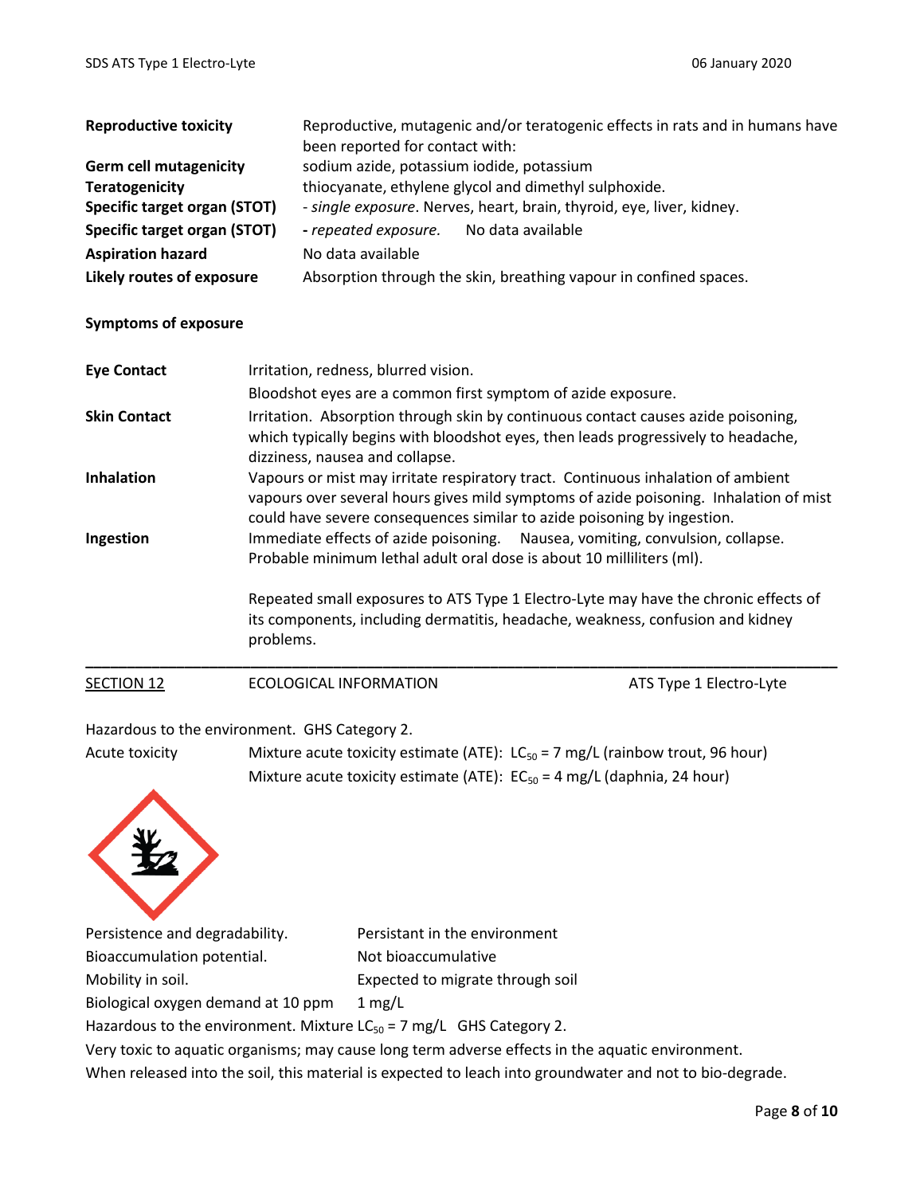| | |
|---|---|
| **Reproductive toxicity** | Reproductive, mutagenic and/or teratogenic effects in rats and in humans have been reported for contact with: |
| **Germ cell mutagenicity** | sodium azide, potassium iodide, potassium |
| **Teratogenicity** | thiocyanate, ethylene glycol and dimethyl sulphoxide. |
| **Specific target organ (STOT)** | - *single exposure*. Nerves, heart, brain, thyroid, eye, liver, kidney. |
| **Specific target organ (STOT)** | **-** *repeated exposure.* No data available |
| **Aspiration hazard** | No data available |
| **Likely routes of exposure** | Absorption through the skin, breathing vapour in confined spaces. |

**Symptoms of exposure**

**Eye Contact** — Irritation, redness, blurred vision.
Bloodshot eyes are a common first symptom of azide exposure.

**Skin Contact** — Irritation. Absorption through skin by continuous contact causes azide poisoning, which typically begins with bloodshot eyes, then leads progressively to headache, dizziness, nausea and collapse.

**Inhalation** — Vapours or mist may irritate respiratory tract. Continuous inhalation of ambient vapours over several hours gives mild symptoms of azide poisoning. Inhalation of mist could have severe consequences similar to azide poisoning by ingestion.

**Ingestion** — Immediate effects of azide poisoning. Nausea, vomiting, convulsion, collapse. Probable minimum lethal adult oral dose is about 10 milliliters (ml).

Repeated small exposures to ATS Type 1 Electro-Lyte may have the chronic effects of its components, including dermatitis, headache, weakness, confusion and kidney problems.

---

## SECTION 12 ECOLOGICAL INFORMATION ATS Type 1 Electro-Lyte

Hazardous to the environment. GHS Category 2.

Acute toxicity — Mixture acute toxicity estimate (ATE): $LC_{50}$ = 7 mg/L (rainbow trout, 96 hour)
Mixture acute toxicity estimate (ATE): $EC_{50}$ = 4 mg/L (daphnia, 24 hour)

| | |
|---|---|
| Persistence and degradability. | Persistant in the environment |
| Bioaccumulation potential. | Not bioaccumulative |
| Mobility in soil. | Expected to migrate through soil |
| Biological oxygen demand at 10 ppm | 1 mg/L |

Hazardous to the environment. Mixture $LC_{50}$ = 7 mg/L GHS Category 2.

Very toxic to aquatic organisms; may cause long term adverse effects in the aquatic environment.

When released into the soil, this material is expected to leach into groundwater and not to bio-degrade.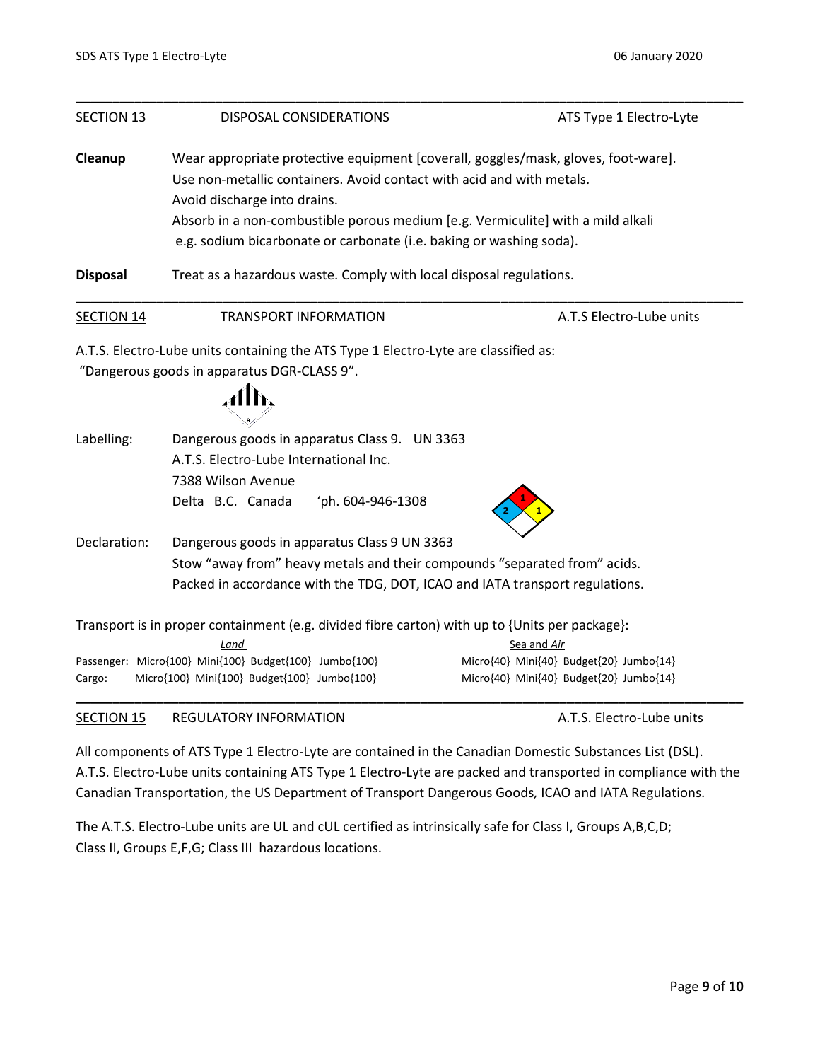## SECTION 13 DISPOSAL CONSIDERATIONS — ATS Type 1 Electro-Lyte

**Cleanup** Wear appropriate protective equipment [coverall, goggles/mask, gloves, foot-ware].
Use non-metallic containers. Avoid contact with acid and with metals.
Avoid discharge into drains.
Absorb in a non-combustible porous medium [e.g. Vermiculite] with a mild alkali e.g. sodium bicarbonate or carbonate (i.e. baking or washing soda).

**Disposal** Treat as a hazardous waste. Comply with local disposal regulations.

## SECTION 14 TRANSPORT INFORMATION — A.T.S Electro-Lube units

A.T.S. Electro-Lube units containing the ATS Type 1 Electro-Lyte are classified as:
"Dangerous goods in apparatus DGR-CLASS 9".

Labelling: Dangerous goods in apparatus Class 9. UN 3363
A.T.S. Electro-Lube International Inc.
7388 Wilson Avenue
Delta B.C. Canada 'ph. 604-946-1308

Declaration: Dangerous goods in apparatus Class 9 UN 3363
Stow "away from" heavy metals and their compounds "separated from" acids.
Packed in accordance with the TDG, DOT, ICAO and IATA transport regulations.

Transport is in proper containment (e.g. divided fibre carton) with up to {Units per package}:

| | *Land* | *Sea and Air* |
|---|---|---|
| Passenger: | Micro{100} Mini{100} Budget{100} Jumbo{100} | Micro{40} Mini{40} Budget{20} Jumbo{14} |
| Cargo: | Micro{100} Mini{100} Budget{100} Jumbo{100} | Micro{40} Mini{40} Budget{20} Jumbo{14} |

## SECTION 15 REGULATORY INFORMATION — A.T.S. Electro-Lube units

All components of ATS Type 1 Electro-Lyte are contained in the Canadian Domestic Substances List (DSL).
A.T.S. Electro-Lube units containing ATS Type 1 Electro-Lyte are packed and transported in compliance with the Canadian Transportation, the US Department of Transport Dangerous Goods, ICAO and IATA Regulations.

The A.T.S. Electro-Lube units are UL and cUL certified as intrinsically safe for Class I, Groups A,B,C,D; Class II, Groups E,F,G; Class III hazardous locations.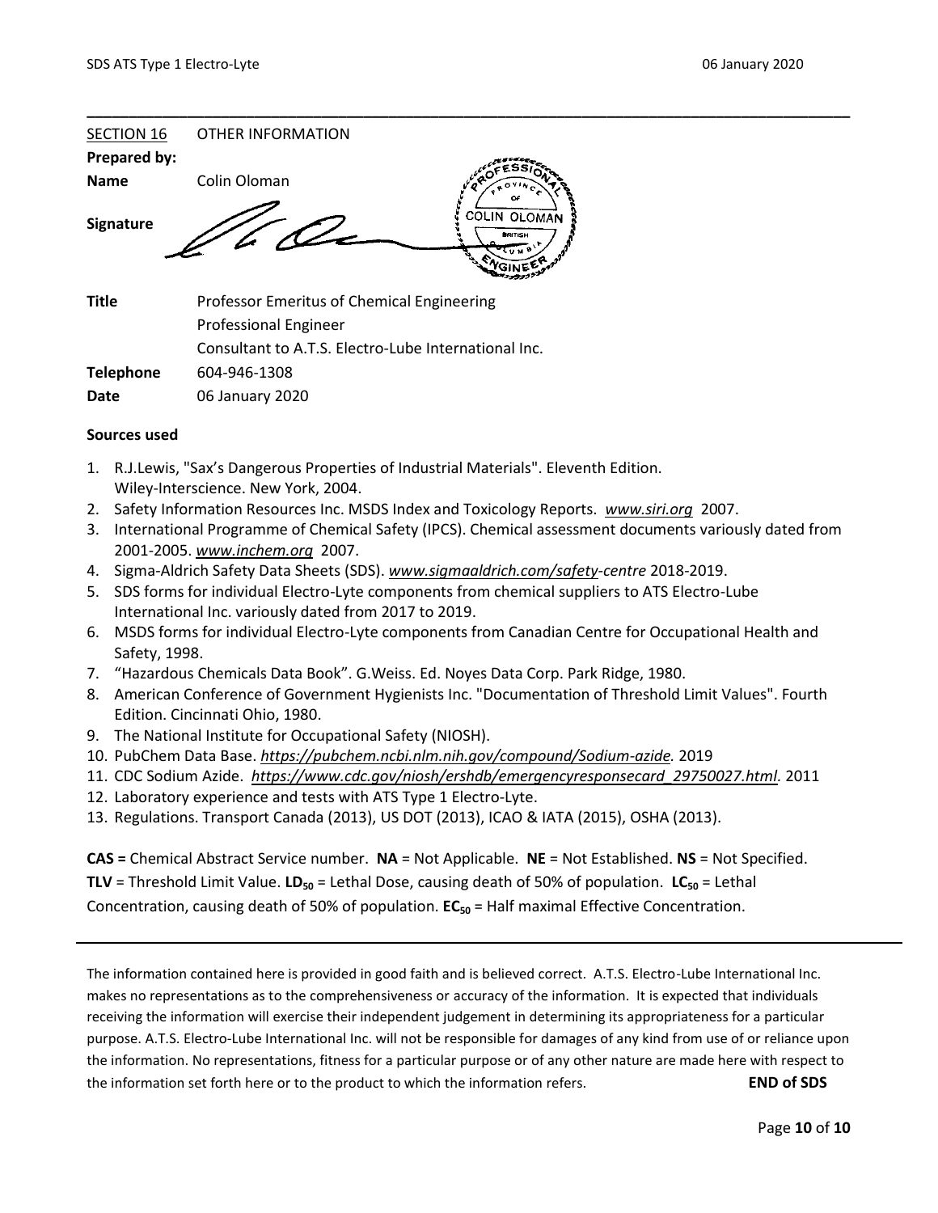SECTION 16 OTHER INFORMATION

**Prepared by:**

| | |
|---|---|
| **Name** | Colin Oloman |
| **Signature** | |
| **Title** | Professor Emeritus of Chemical Engineering<br>Professional Engineer<br>Consultant to A.T.S. Electro-Lube International Inc. |
| **Telephone** | 604-946-1308 |
| **Date** | 06 January 2020 |

**Sources used**

1. R.J.Lewis, "Sax's Dangerous Properties of Industrial Materials". Eleventh Edition. Wiley-Interscience. New York, 2004.
2. Safety Information Resources Inc. MSDS Index and Toxicology Reports. *www.siri.org* 2007.
3. International Programme of Chemical Safety (IPCS). Chemical assessment documents variously dated from 2001-2005. *www.inchem.org* 2007.
4. Sigma-Aldrich Safety Data Sheets (SDS). *www.sigmaaldrich.com/safety-centre* 2018-2019.
5. SDS forms for individual Electro-Lyte components from chemical suppliers to ATS Electro-Lube International Inc. variously dated from 2017 to 2019.
6. MSDS forms for individual Electro-Lyte components from Canadian Centre for Occupational Health and Safety, 1998.
7. "Hazardous Chemicals Data Book". G.Weiss. Ed. Noyes Data Corp. Park Ridge, 1980.
8. American Conference of Government Hygienists Inc. "Documentation of Threshold Limit Values". Fourth Edition. Cincinnati Ohio, 1980.
9. The National Institute for Occupational Safety (NIOSH).
10. PubChem Data Base. *https://pubchem.ncbi.nlm.nih.gov/compound/Sodium-azide.* 2019
11. CDC Sodium Azide. *https://www.cdc.gov/niosh/ershdb/emergencyresponsecard_29750027.html*. 2011
12. Laboratory experience and tests with ATS Type 1 Electro-Lyte.
13. Regulations. Transport Canada (2013), US DOT (2013), ICAO & IATA (2015), OSHA (2013).

**CAS =** Chemical Abstract Service number. **NA** = Not Applicable. **NE** = Not Established. **NS** = Not Specified. **TLV** = Threshold Limit Value. **$LD_{50}$** = Lethal Dose, causing death of 50% of population. **$LC_{50}$** = Lethal Concentration, causing death of 50% of population. **$EC_{50}$** = Half maximal Effective Concentration.

---

The information contained here is provided in good faith and is believed correct. A.T.S. Electro-Lube International Inc. makes no representations as to the comprehensiveness or accuracy of the information. It is expected that individuals receiving the information will exercise their independent judgement in determining its appropriateness for a particular purpose. A.T.S. Electro-Lube International Inc. will not be responsible for damages of any kind from use of or reliance upon the information. No representations, fitness for a particular purpose or of any other nature are made here with respect to the information set forth here or to the product to which the information refers. **END of SDS**